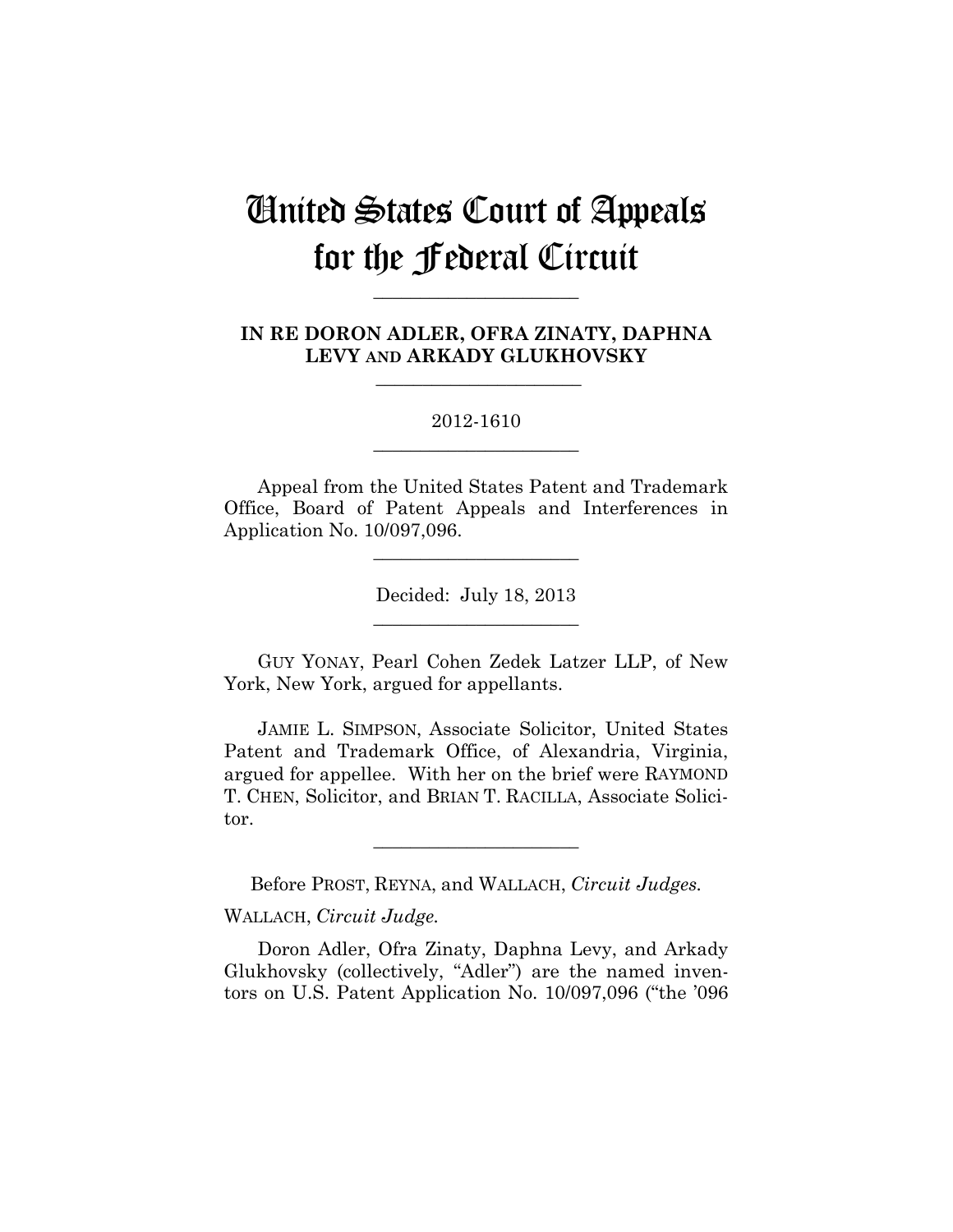# United States Court of Appeals for the Federal Circuit

---

**IN RE DORON ADLER, OFRA ZINATY, DAPHNA LEVY AND ARKADY GLUKHOVSKY**

---

2012-1610

---

Appeal from the United States Patent and Trademark Office, Board of Patent Appeals and Interferences in Application No. 10/097,096.

---

Decided: July 18, 2013

---

GUY YONAY, Pearl Cohen Zedek Latzer LLP, of New York, New York, argued for appellants.

JAMIE L. SIMPSON, Associate Solicitor, United States Patent and Trademark Office, of Alexandria, Virginia, argued for appellee. With her on the brief were RAYMOND T. CHEN, Solicitor, and BRIAN T. RACILLA, Associate Solicitor.

---

Before PROST, REYNA, and WALLACH, *Circuit Judges*.

WALLACH, *Circuit Judge*.

Doron Adler, Ofra Zinaty, Daphna Levy, and Arkady Glukhovsky (collectively, "Adler") are the named inventors on U.S. Patent Application No. 10/097,096 ("the '096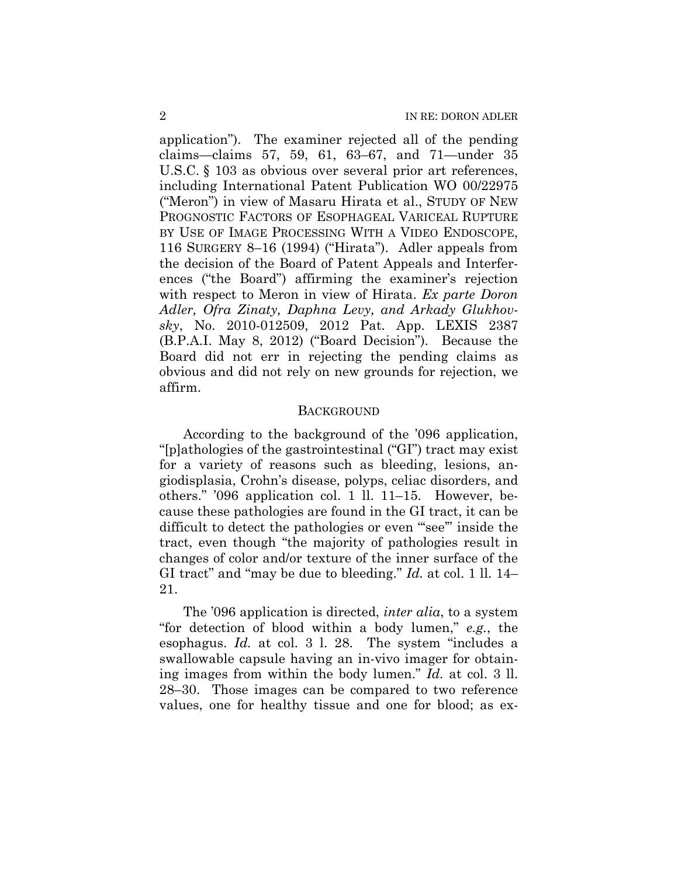application"). The examiner rejected all of the pending claims—claims 57, 59, 61, 63–67, and 71—under 35 U.S.C. § 103 as obvious over several prior art references, including International Patent Publication WO 00/22975 ("Meron") in view of Masaru Hirata et al., STUDY OF NEW PROGNOSTIC FACTORS OF ESOPHAGEAL VARICEAL RUPTURE BY USE OF IMAGE PROCESSING WITH A VIDEO ENDOSCOPE, 116 SURGERY 8–16 (1994) ("Hirata"). Adler appeals from the decision of the Board of Patent Appeals and Interferences ("the Board") affirming the examiner's rejection with respect to Meron in view of Hirata. *Ex parte Doron Adler, Ofra Zinaty, Daphna Levy, and Arkady Glukhovsky*, No. 2010-012509, 2012 Pat. App. LEXIS 2387 (B.P.A.I. May 8, 2012) ("Board Decision"). Because the Board did not err in rejecting the pending claims as obvious and did not rely on new grounds for rejection, we affirm.

## BACKGROUND

According to the background of the '096 application, "[p]athologies of the gastrointestinal ("GI") tract may exist for a variety of reasons such as bleeding, lesions, angiodisplasia, Crohn's disease, polyps, celiac disorders, and others." '096 application col. 1 ll. 11–15. However, because these pathologies are found in the GI tract, it can be difficult to detect the pathologies or even "'see'" inside the tract, even though "the majority of pathologies result in changes of color and/or texture of the inner surface of the GI tract" and "may be due to bleeding." *Id.* at col. 1 ll. 14–21.

The '096 application is directed, *inter alia*, to a system "for detection of blood within a body lumen," *e.g.*, the esophagus. *Id.* at col. 3 l. 28. The system "includes a swallowable capsule having an in-vivo imager for obtaining images from within the body lumen." *Id.* at col. 3 ll. 28–30. Those images can be compared to two reference values, one for healthy tissue and one for blood; as ex-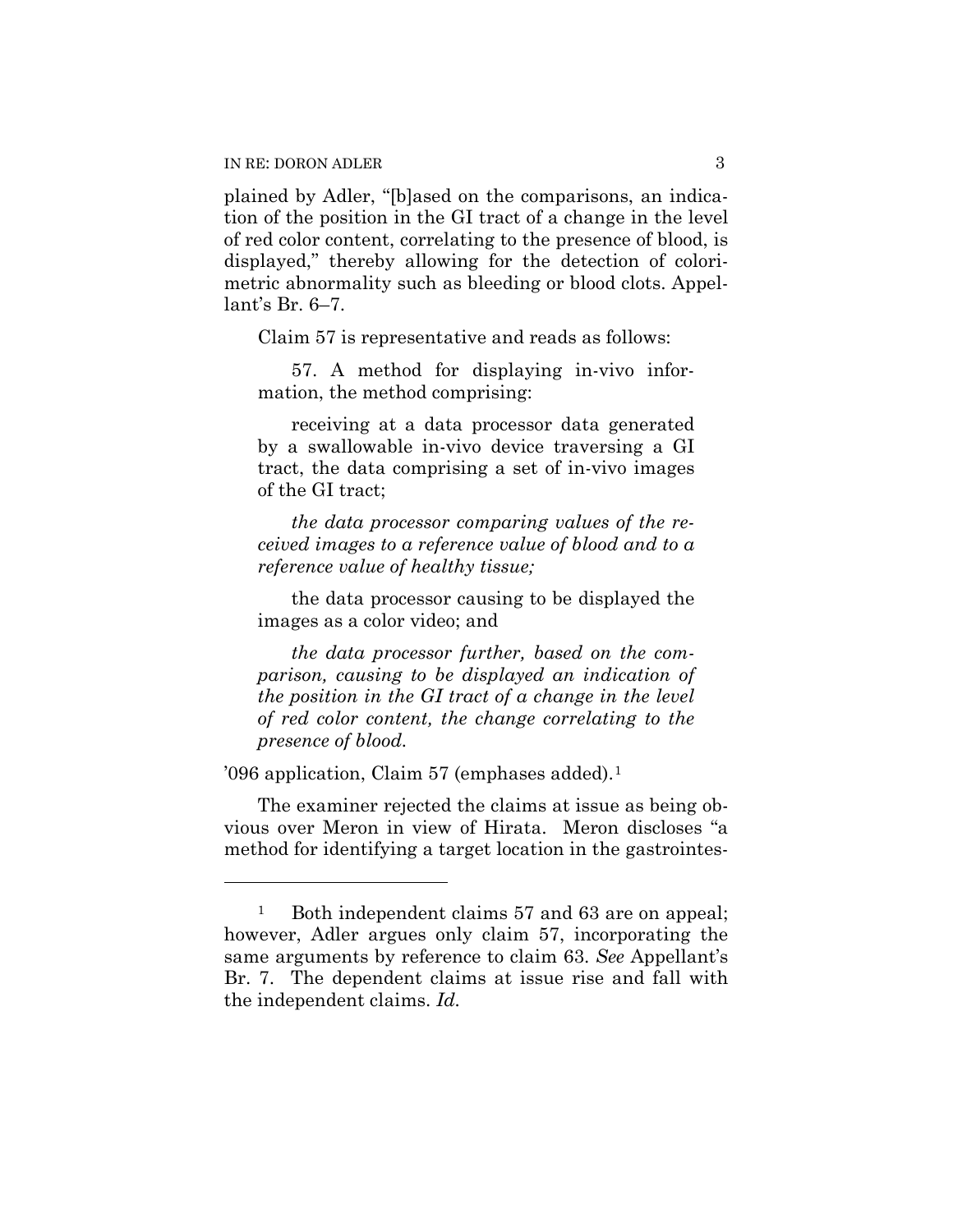plained by Adler, "[b]ased on the comparisons, an indication of the position in the GI tract of a change in the level of red color content, correlating to the presence of blood, is displayed," thereby allowing for the detection of colorimetric abnormality such as bleeding or blood clots. Appellant's Br. 6–7.

Claim 57 is representative and reads as follows:

> 57. A method for displaying in-vivo information, the method comprising:
>
> receiving at a data processor data generated by a swallowable in-vivo device traversing a GI tract, the data comprising a set of in-vivo images of the GI tract;
>
> *the data processor comparing values of the received images to a reference value of blood and to a reference value of healthy tissue;*
>
> the data processor causing to be displayed the images as a color video; and
>
> *the data processor further, based on the comparison, causing to be displayed an indication of the position in the GI tract of a change in the level of red color content, the change correlating to the presence of blood.*

'096 application, Claim 57 (emphases added).[1]

The examiner rejected the claims at issue as being obvious over Meron in view of Hirata. Meron discloses "a method for identifying a target location in the gastrointes-

---

[1] Both independent claims 57 and 63 are on appeal; however, Adler argues only claim 57, incorporating the same arguments by reference to claim 63. *See* Appellant's Br. 7. The dependent claims at issue rise and fall with the independent claims. *Id.*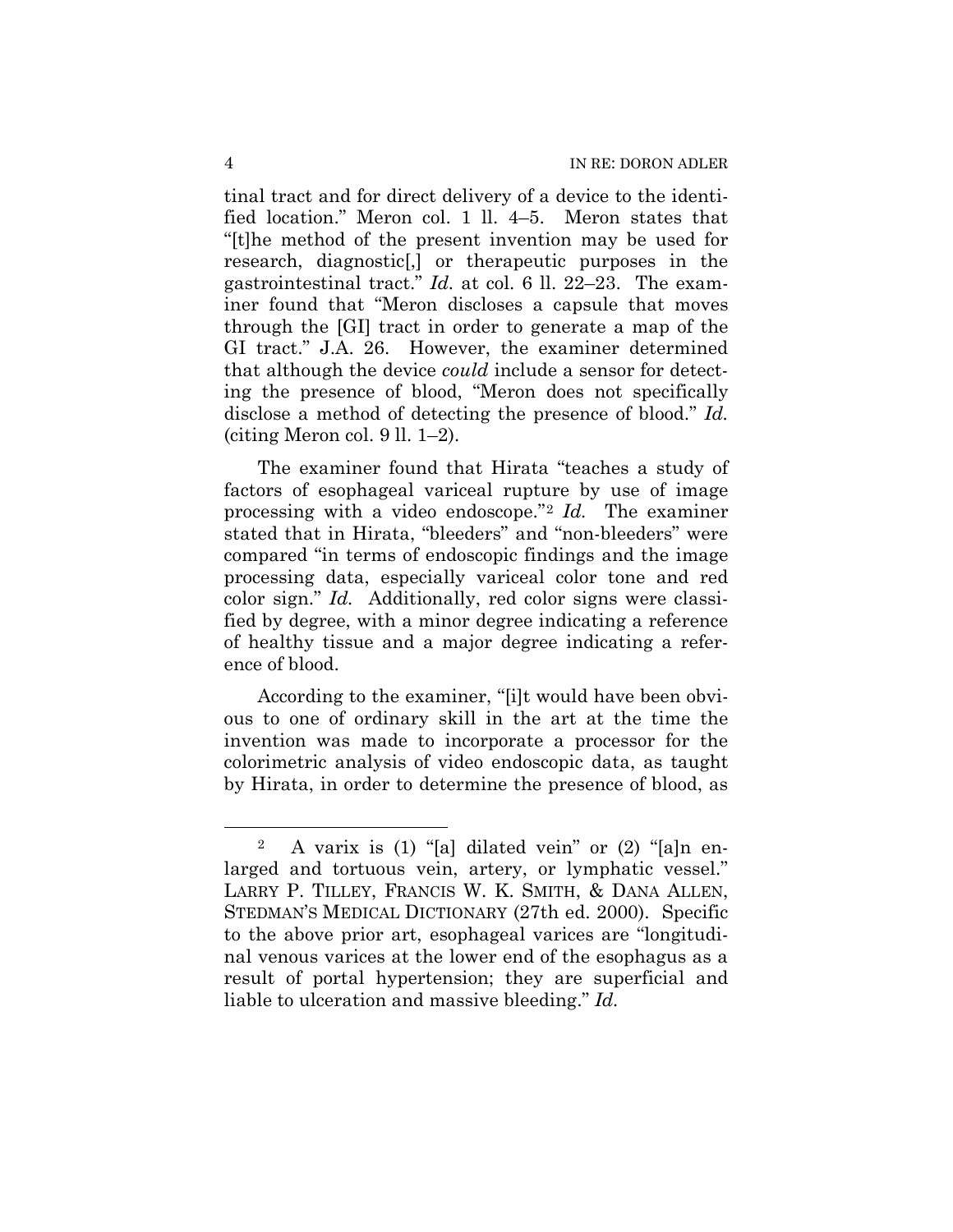tinal tract and for direct delivery of a device to the identified location." Meron col. 1 ll. 4–5. Meron states that "[t]he method of the present invention may be used for research, diagnostic[,] or therapeutic purposes in the gastrointestinal tract." *Id.* at col. 6 ll. 22–23. The examiner found that "Meron discloses a capsule that moves through the [GI] tract in order to generate a map of the GI tract." J.A. 26. However, the examiner determined that although the device *could* include a sensor for detecting the presence of blood, "Meron does not specifically disclose a method of detecting the presence of blood." *Id.* (citing Meron col. 9 ll. 1–2).

The examiner found that Hirata "teaches a study of factors of esophageal variceal rupture by use of image processing with a video endoscope."[2] *Id.* The examiner stated that in Hirata, "bleeders" and "non-bleeders" were compared "in terms of endoscopic findings and the image processing data, especially variceal color tone and red color sign." *Id.* Additionally, red color signs were classified by degree, with a minor degree indicating a reference of healthy tissue and a major degree indicating a reference of blood.

According to the examiner, "[i]t would have been obvious to one of ordinary skill in the art at the time the invention was made to incorporate a processor for the colorimetric analysis of video endoscopic data, as taught by Hirata, in order to determine the presence of blood, as

---

[2] A varix is (1) "[a] dilated vein" or (2) "[a]n enlarged and tortuous vein, artery, or lymphatic vessel." LARRY P. TILLEY, FRANCIS W. K. SMITH, & DANA ALLEN, STEDMAN'S MEDICAL DICTIONARY (27th ed. 2000). Specific to the above prior art, esophageal varices are "longitudinal venous varices at the lower end of the esophagus as a result of portal hypertension; they are superficial and liable to ulceration and massive bleeding." *Id.*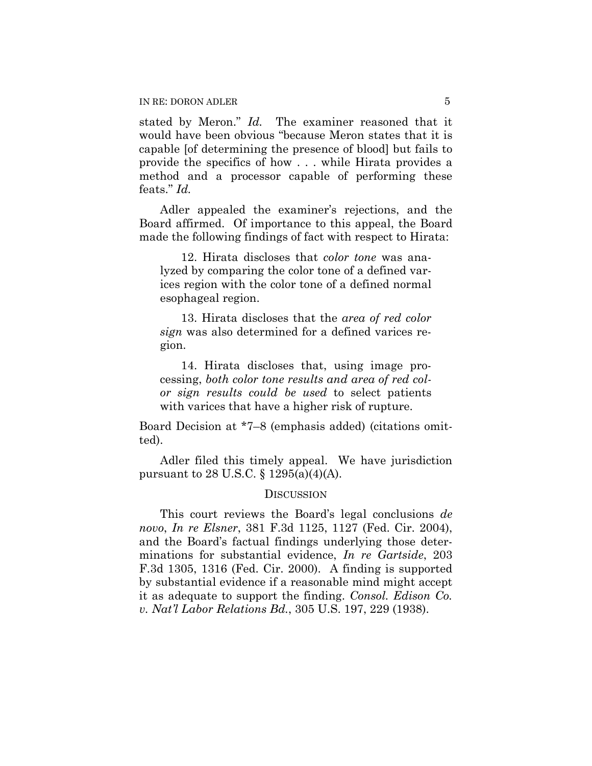stated by Meron." *Id.* The examiner reasoned that it would have been obvious "because Meron states that it is capable [of determining the presence of blood] but fails to provide the specifics of how . . . while Hirata provides a method and a processor capable of performing these feats." *Id.*

Adler appealed the examiner's rejections, and the Board affirmed. Of importance to this appeal, the Board made the following findings of fact with respect to Hirata:

> 12. Hirata discloses that *color tone* was analyzed by comparing the color tone of a defined varices region with the color tone of a defined normal esophageal region.
>
> 13. Hirata discloses that the *area of red color sign* was also determined for a defined varices region.
>
> 14. Hirata discloses that, using image processing, *both color tone results and area of red color sign results could be used* to select patients with varices that have a higher risk of rupture.

Board Decision at *7–8 (emphasis added) (citations omitted).

Adler filed this timely appeal. We have jurisdiction pursuant to 28 U.S.C. § 1295(a)(4)(A).

## DISCUSSION

This court reviews the Board's legal conclusions *de novo*, *In re Elsner*, 381 F.3d 1125, 1127 (Fed. Cir. 2004), and the Board's factual findings underlying those determinations for substantial evidence, *In re Gartside*, 203 F.3d 1305, 1316 (Fed. Cir. 2000). A finding is supported by substantial evidence if a reasonable mind might accept it as adequate to support the finding. *Consol. Edison Co. v. Nat'l Labor Relations Bd.*, 305 U.S. 197, 229 (1938).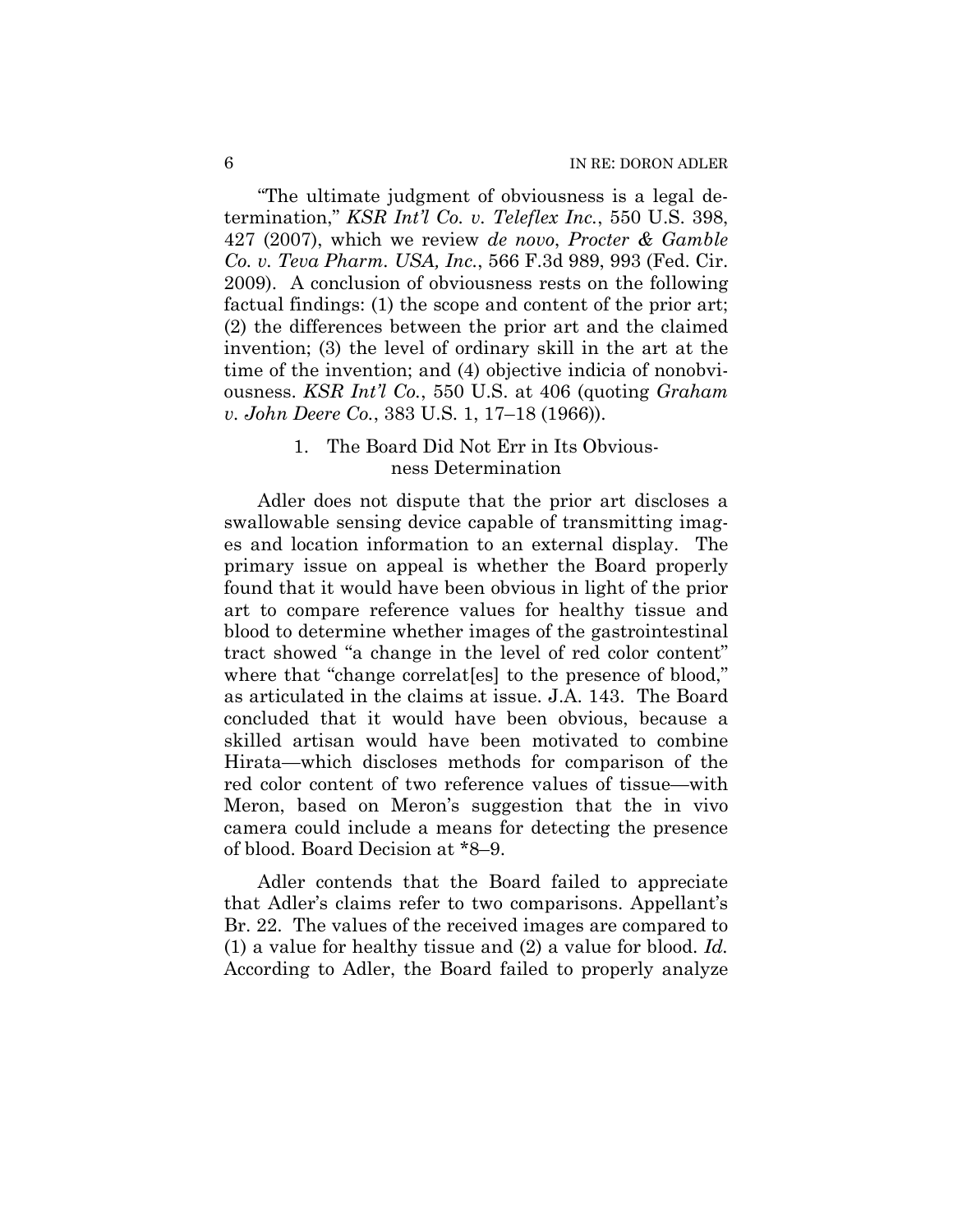"The ultimate judgment of obviousness is a legal determination," *KSR Int'l Co. v. Teleflex Inc.*, 550 U.S. 398, 427 (2007), which we review *de novo*, *Procter & Gamble Co. v. Teva Pharm. USA, Inc.*, 566 F.3d 989, 993 (Fed. Cir. 2009). A conclusion of obviousness rests on the following factual findings: (1) the scope and content of the prior art; (2) the differences between the prior art and the claimed invention; (3) the level of ordinary skill in the art at the time of the invention; and (4) objective indicia of nonobviousness. *KSR Int'l Co.*, 550 U.S. at 406 (quoting *Graham v. John Deere Co.*, 383 U.S. 1, 17–18 (1966)).

### 1. The Board Did Not Err in Its Obviousness Determination

Adler does not dispute that the prior art discloses a swallowable sensing device capable of transmitting images and location information to an external display. The primary issue on appeal is whether the Board properly found that it would have been obvious in light of the prior art to compare reference values for healthy tissue and blood to determine whether images of the gastrointestinal tract showed "a change in the level of red color content" where that "change correlat[es] to the presence of blood," as articulated in the claims at issue. J.A. 143. The Board concluded that it would have been obvious, because a skilled artisan would have been motivated to combine Hirata—which discloses methods for comparison of the red color content of two reference values of tissue—with Meron, based on Meron's suggestion that the in vivo camera could include a means for detecting the presence of blood. Board Decision at *8–9.

Adler contends that the Board failed to appreciate that Adler's claims refer to two comparisons. Appellant's Br. 22. The values of the received images are compared to (1) a value for healthy tissue and (2) a value for blood. *Id.* According to Adler, the Board failed to properly analyze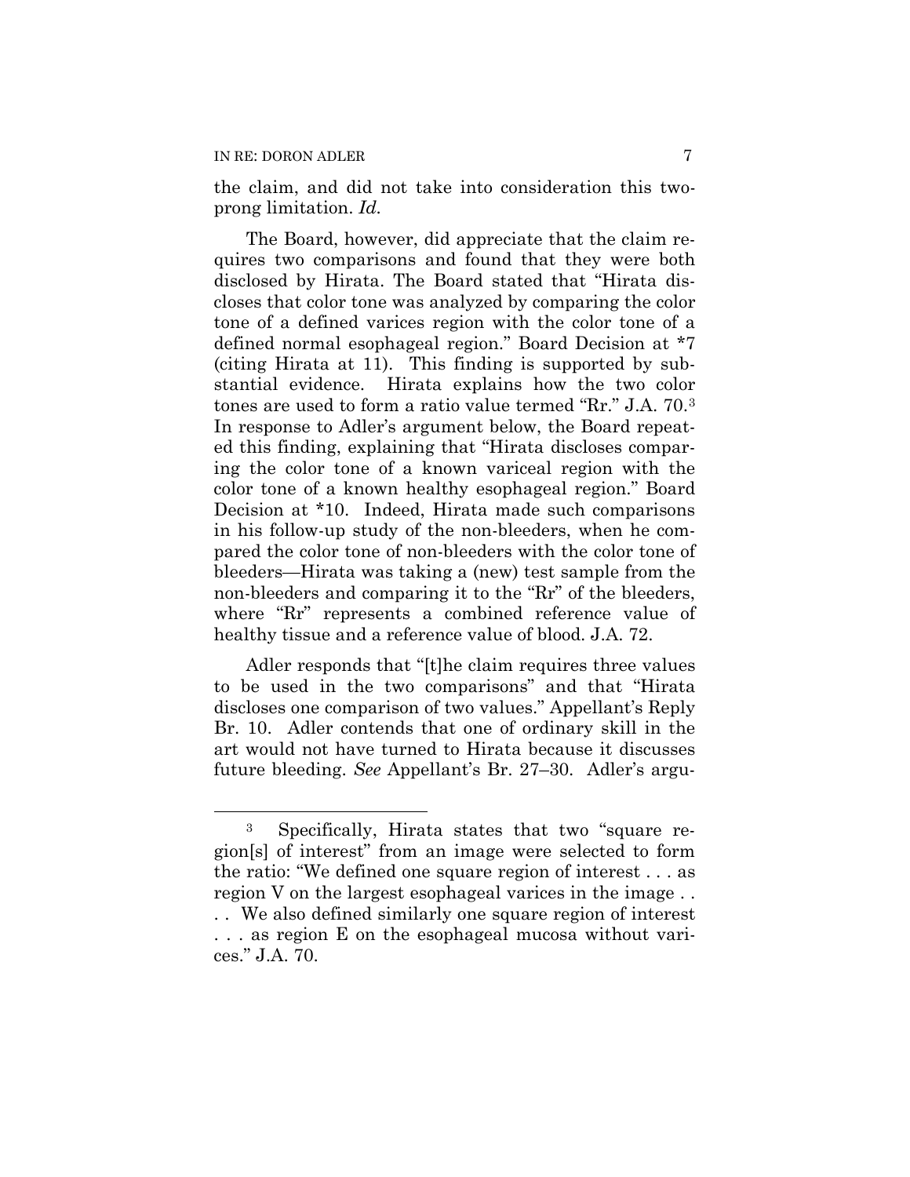the claim, and did not take into consideration this two-prong limitation. *Id.*

The Board, however, did appreciate that the claim requires two comparisons and found that they were both disclosed by Hirata. The Board stated that "Hirata discloses that color tone was analyzed by comparing the color tone of a defined varices region with the color tone of a defined normal esophageal region." Board Decision at *7 (citing Hirata at 11). This finding is supported by substantial evidence. Hirata explains how the two color tones are used to form a ratio value termed "Rr." J.A. 70.[3] In response to Adler's argument below, the Board repeated this finding, explaining that "Hirata discloses comparing the color tone of a known variceal region with the color tone of a known healthy esophageal region." Board Decision at *10. Indeed, Hirata made such comparisons in his follow-up study of the non-bleeders, when he compared the color tone of non-bleeders with the color tone of bleeders—Hirata was taking a (new) test sample from the non-bleeders and comparing it to the "Rr" of the bleeders, where "Rr" represents a combined reference value of healthy tissue and a reference value of blood. J.A. 72.

Adler responds that "[t]he claim requires three values to be used in the two comparisons" and that "Hirata discloses one comparison of two values." Appellant's Reply Br. 10. Adler contends that one of ordinary skill in the art would not have turned to Hirata because it discusses future bleeding. *See* Appellant's Br. 27–30. Adler's argu-

---

[3] Specifically, Hirata states that two "square region[s] of interest" from an image were selected to form the ratio: "We defined one square region of interest . . . as region V on the largest esophageal varices in the image . . . . We also defined similarly one square region of interest . . . as region E on the esophageal mucosa without varices." J.A. 70.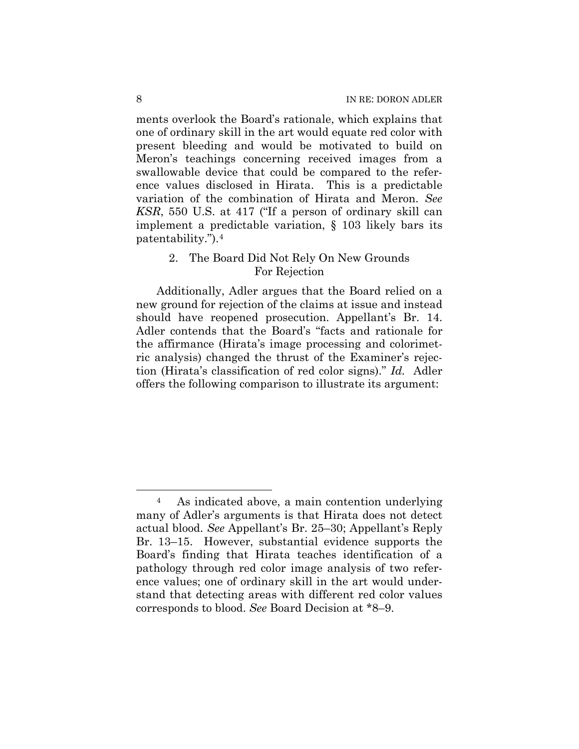ments overlook the Board's rationale, which explains that one of ordinary skill in the art would equate red color with present bleeding and would be motivated to build on Meron's teachings concerning received images from a swallowable device that could be compared to the reference values disclosed in Hirata. This is a predictable variation of the combination of Hirata and Meron. *See KSR*, 550 U.S. at 417 ("If a person of ordinary skill can implement a predictable variation, § 103 likely bars its patentability.").[4]

### 2. The Board Did Not Rely On New Grounds For Rejection

Additionally, Adler argues that the Board relied on a new ground for rejection of the claims at issue and instead should have reopened prosecution. Appellant's Br. 14. Adler contends that the Board's "facts and rationale for the affirmance (Hirata's image processing and colorimetric analysis) changed the thrust of the Examiner's rejection (Hirata's classification of red color signs)." *Id.* Adler offers the following comparison to illustrate its argument:

---

[4] As indicated above, a main contention underlying many of Adler's arguments is that Hirata does not detect actual blood. *See* Appellant's Br. 25–30; Appellant's Reply Br. 13–15. However, substantial evidence supports the Board's finding that Hirata teaches identification of a pathology through red color image analysis of two reference values; one of ordinary skill in the art would understand that detecting areas with different red color values corresponds to blood. *See* Board Decision at *8–9.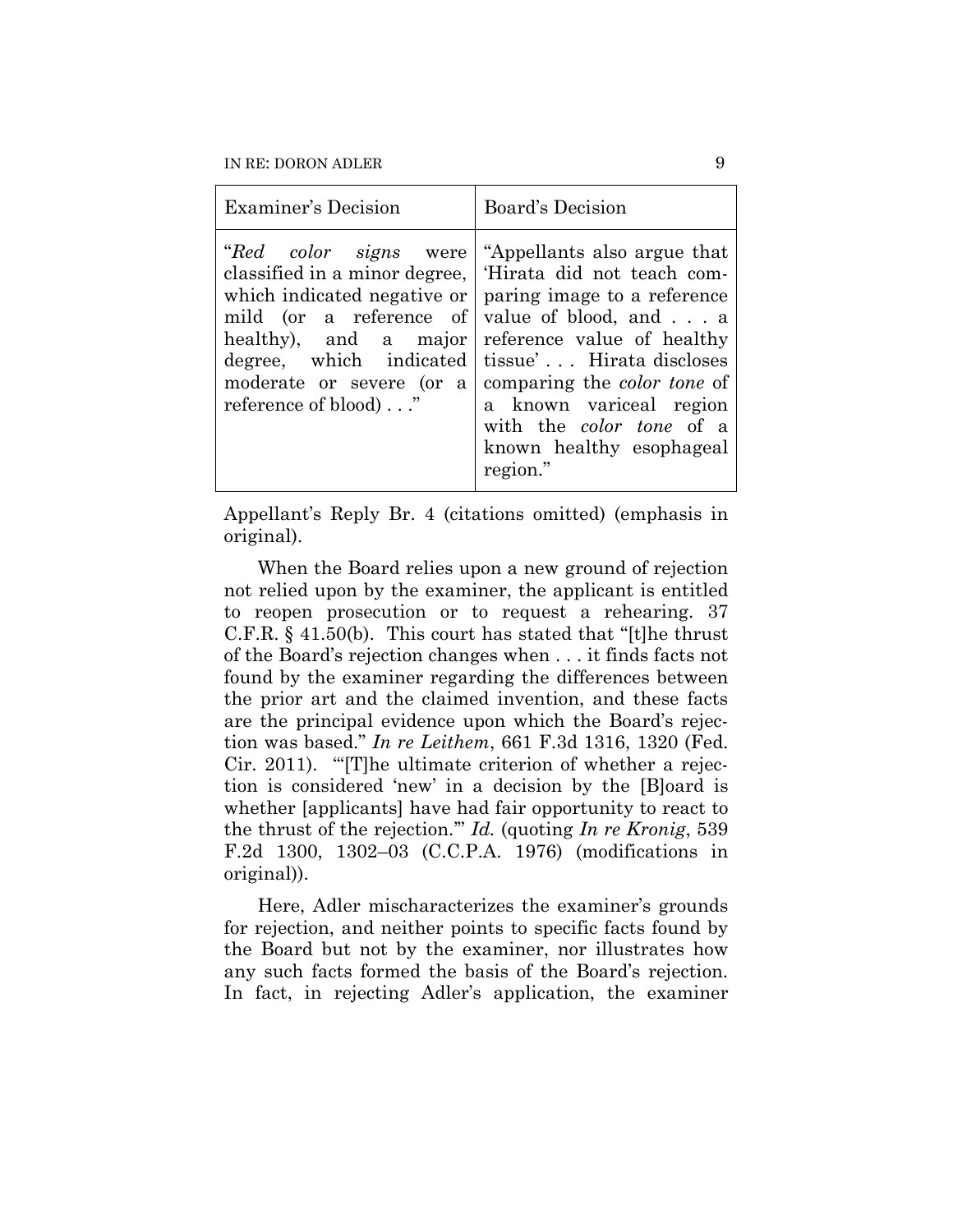| Examiner's Decision | Board's Decision |
|---|---|
| "*Red color signs* were classified in a minor degree, which indicated negative or mild (or a reference of healthy), and a major degree, which indicated moderate or severe (or a reference of blood) . . ." | "Appellants also argue that 'Hirata did not teach comparing image to a reference value of blood, and . . . a reference value of healthy tissue' . . . Hirata discloses comparing the *color tone* of a known variceal region with the *color tone* of a known healthy esophageal region." |

Appellant's Reply Br. 4 (citations omitted) (emphasis in original).

When the Board relies upon a new ground of rejection not relied upon by the examiner, the applicant is entitled to reopen prosecution or to request a rehearing. 37 C.F.R. § 41.50(b). This court has stated that "[t]he thrust of the Board's rejection changes when . . . it finds facts not found by the examiner regarding the differences between the prior art and the claimed invention, and these facts are the principal evidence upon which the Board's rejection was based." *In re Leithem*, 661 F.3d 1316, 1320 (Fed. Cir. 2011). "'[T]he ultimate criterion of whether a rejection is considered 'new' in a decision by the [B]oard is whether [applicants] have had fair opportunity to react to the thrust of the rejection.'" *Id.* (quoting *In re Kronig*, 539 F.2d 1300, 1302–03 (C.C.P.A. 1976) (modifications in original)).

Here, Adler mischaracterizes the examiner's grounds for rejection, and neither points to specific facts found by the Board but not by the examiner, nor illustrates how any such facts formed the basis of the Board's rejection. In fact, in rejecting Adler's application, the examiner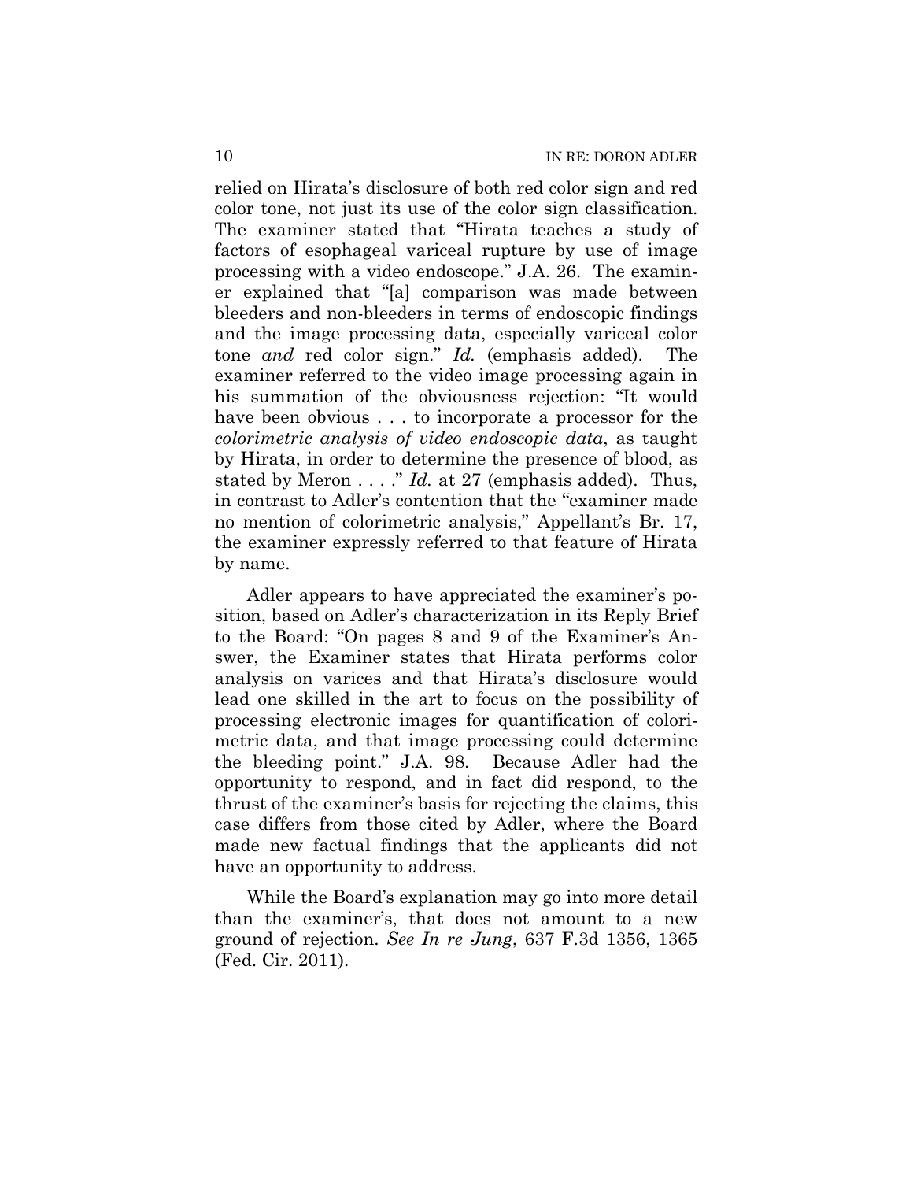relied on Hirata's disclosure of both red color sign and red color tone, not just its use of the color sign classification. The examiner stated that "Hirata teaches a study of factors of esophageal variceal rupture by use of image processing with a video endoscope." J.A. 26. The examiner explained that "[a] comparison was made between bleeders and non-bleeders in terms of endoscopic findings and the image processing data, especially variceal color tone *and* red color sign." *Id.* (emphasis added). The examiner referred to the video image processing again in his summation of the obviousness rejection: "It would have been obvious . . . to incorporate a processor for the *colorimetric analysis of video endoscopic data*, as taught by Hirata, in order to determine the presence of blood, as stated by Meron . . . ." *Id.* at 27 (emphasis added). Thus, in contrast to Adler's contention that the "examiner made no mention of colorimetric analysis," Appellant's Br. 17, the examiner expressly referred to that feature of Hirata by name.

Adler appears to have appreciated the examiner's position, based on Adler's characterization in its Reply Brief to the Board: "On pages 8 and 9 of the Examiner's Answer, the Examiner states that Hirata performs color analysis on varices and that Hirata's disclosure would lead one skilled in the art to focus on the possibility of processing electronic images for quantification of colorimetric data, and that image processing could determine the bleeding point." J.A. 98. Because Adler had the opportunity to respond, and in fact did respond, to the thrust of the examiner's basis for rejecting the claims, this case differs from those cited by Adler, where the Board made new factual findings that the applicants did not have an opportunity to address.

While the Board's explanation may go into more detail than the examiner's, that does not amount to a new ground of rejection. *See In re Jung*, 637 F.3d 1356, 1365 (Fed. Cir. 2011).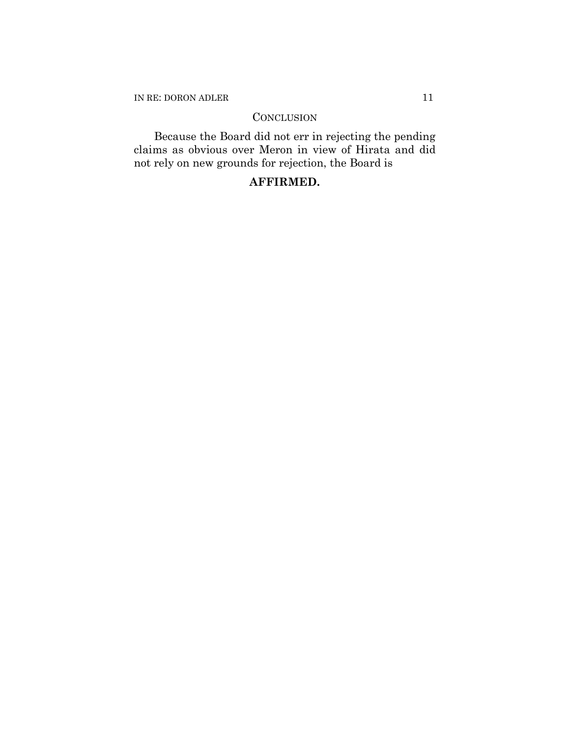## CONCLUSION

Because the Board did not err in rejecting the pending claims as obvious over Meron in view of Hirata and did not rely on new grounds for rejection, the Board is

**AFFIRMED.**